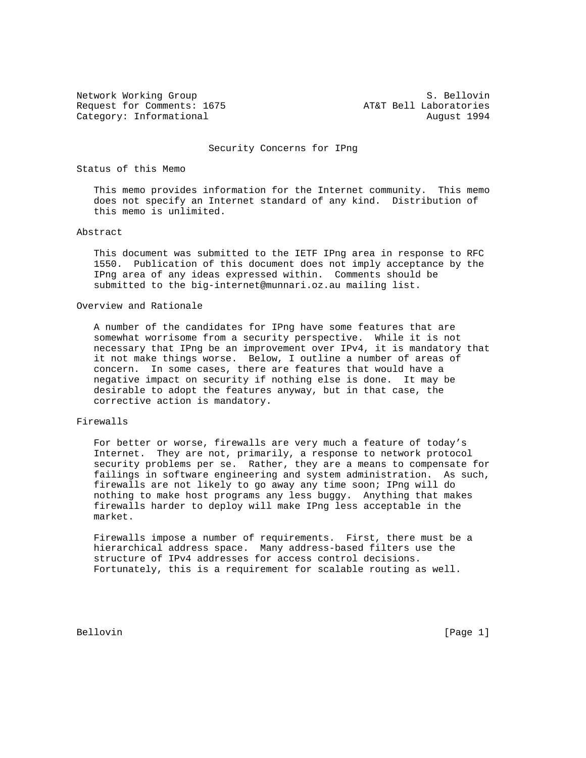Network Working Group S. Bellovin
Request for Comments: 1675 AT&T Bell Laboratories
Category: Informational August 1994

# Security Concerns for IPng

## Status of this Memo

This memo provides information for the Internet community. This memo does not specify an Internet standard of any kind. Distribution of this memo is unlimited.

## Abstract

This document was submitted to the IETF IPng area in response to RFC 1550. Publication of this document does not imply acceptance by the IPng area of any ideas expressed within. Comments should be submitted to the big-internet@munnari.oz.au mailing list.

## Overview and Rationale

A number of the candidates for IPng have some features that are somewhat worrisome from a security perspective. While it is not necessary that IPng be an improvement over IPv4, it is mandatory that it not make things worse. Below, I outline a number of areas of concern. In some cases, there are features that would have a negative impact on security if nothing else is done. It may be desirable to adopt the features anyway, but in that case, the corrective action is mandatory.

## Firewalls

For better or worse, firewalls are very much a feature of today's Internet. They are not, primarily, a response to network protocol security problems per se. Rather, they are a means to compensate for failings in software engineering and system administration. As such, firewalls are not likely to go away any time soon; IPng will do nothing to make host programs any less buggy. Anything that makes firewalls harder to deploy will make IPng less acceptable in the market.

Firewalls impose a number of requirements. First, there must be a hierarchical address space. Many address-based filters use the structure of IPv4 addresses for access control decisions. Fortunately, this is a requirement for scalable routing as well.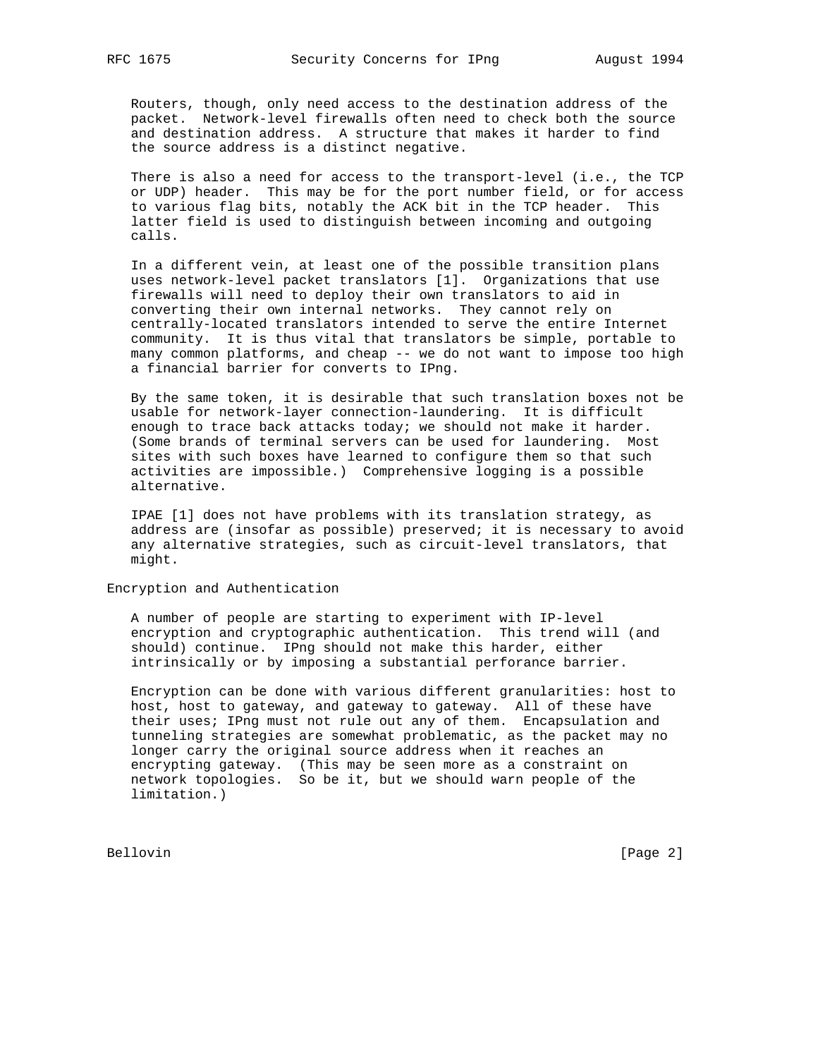Routers, though, only need access to the destination address of the packet. Network-level firewalls often need to check both the source and destination address. A structure that makes it harder to find the source address is a distinct negative.

There is also a need for access to the transport-level (i.e., the TCP or UDP) header. This may be for the port number field, or for access to various flag bits, notably the ACK bit in the TCP header. This latter field is used to distinguish between incoming and outgoing calls.

In a different vein, at least one of the possible transition plans uses network-level packet translators [1]. Organizations that use firewalls will need to deploy their own translators to aid in converting their own internal networks. They cannot rely on centrally-located translators intended to serve the entire Internet community. It is thus vital that translators be simple, portable to many common platforms, and cheap -- we do not want to impose too high a financial barrier for converts to IPng.

By the same token, it is desirable that such translation boxes not be usable for network-layer connection-laundering. It is difficult enough to trace back attacks today; we should not make it harder. (Some brands of terminal servers can be used for laundering. Most sites with such boxes have learned to configure them so that such activities are impossible.) Comprehensive logging is a possible alternative.

IPAE [1] does not have problems with its translation strategy, as address are (insofar as possible) preserved; it is necessary to avoid any alternative strategies, such as circuit-level translators, that might.

## Encryption and Authentication

A number of people are starting to experiment with IP-level encryption and cryptographic authentication. This trend will (and should) continue. IPng should not make this harder, either intrinsically or by imposing a substantial perforance barrier.

Encryption can be done with various different granularities: host to host, host to gateway, and gateway to gateway. All of these have their uses; IPng must not rule out any of them. Encapsulation and tunneling strategies are somewhat problematic, as the packet may no longer carry the original source address when it reaches an encrypting gateway. (This may be seen more as a constraint on network topologies. So be it, but we should warn people of the limitation.)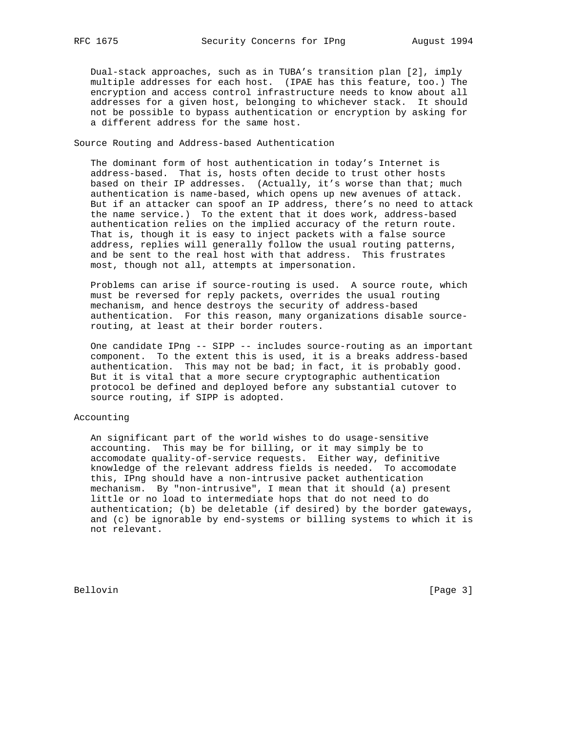Dual-stack approaches, such as in TUBA's transition plan [2], imply multiple addresses for each host. (IPAE has this feature, too.) The encryption and access control infrastructure needs to know about all addresses for a given host, belonging to whichever stack. It should not be possible to bypass authentication or encryption by asking for a different address for the same host.

## Source Routing and Address-based Authentication

The dominant form of host authentication in today's Internet is address-based. That is, hosts often decide to trust other hosts based on their IP addresses. (Actually, it's worse than that; much authentication is name-based, which opens up new avenues of attack. But if an attacker can spoof an IP address, there's no need to attack the name service.) To the extent that it does work, address-based authentication relies on the implied accuracy of the return route. That is, though it is easy to inject packets with a false source address, replies will generally follow the usual routing patterns, and be sent to the real host with that address. This frustrates most, though not all, attempts at impersonation.

Problems can arise if source-routing is used. A source route, which must be reversed for reply packets, overrides the usual routing mechanism, and hence destroys the security of address-based authentication. For this reason, many organizations disable source-routing, at least at their border routers.

One candidate IPng -- SIPP -- includes source-routing as an important component. To the extent this is used, it is a breaks address-based authentication. This may not be bad; in fact, it is probably good. But it is vital that a more secure cryptographic authentication protocol be defined and deployed before any substantial cutover to source routing, if SIPP is adopted.

## Accounting

An significant part of the world wishes to do usage-sensitive accounting. This may be for billing, or it may simply be to accomodate quality-of-service requests. Either way, definitive knowledge of the relevant address fields is needed. To accomodate this, IPng should have a non-intrusive packet authentication mechanism. By "non-intrusive", I mean that it should (a) present little or no load to intermediate hops that do not need to do authentication; (b) be deletable (if desired) by the border gateways, and (c) be ignorable by end-systems or billing systems to which it is not relevant.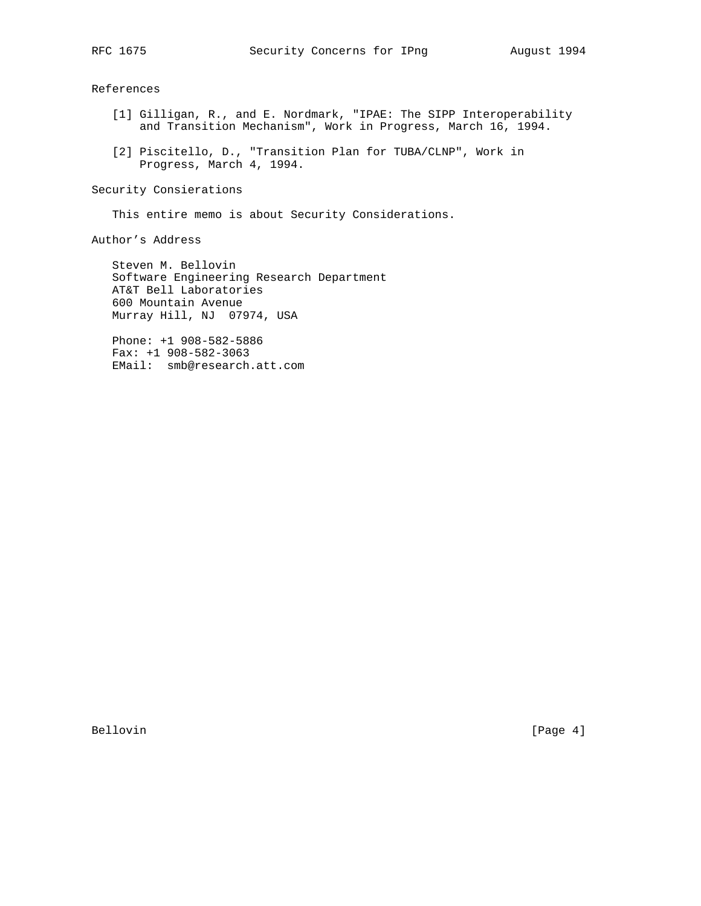## References

[1] Gilligan, R., and E. Nordmark, "IPAE: The SIPP Interoperability and Transition Mechanism", Work in Progress, March 16, 1994.

[2] Piscitello, D., "Transition Plan for TUBA/CLNP", Work in Progress, March 4, 1994.

## Security Consierations

This entire memo is about Security Considerations.

## Author's Address

Steven M. Bellovin
Software Engineering Research Department
AT&T Bell Laboratories
600 Mountain Avenue
Murray Hill, NJ  07974, USA

Phone: +1 908-582-5886
Fax: +1 908-582-3063
EMail:  smb@research.att.com